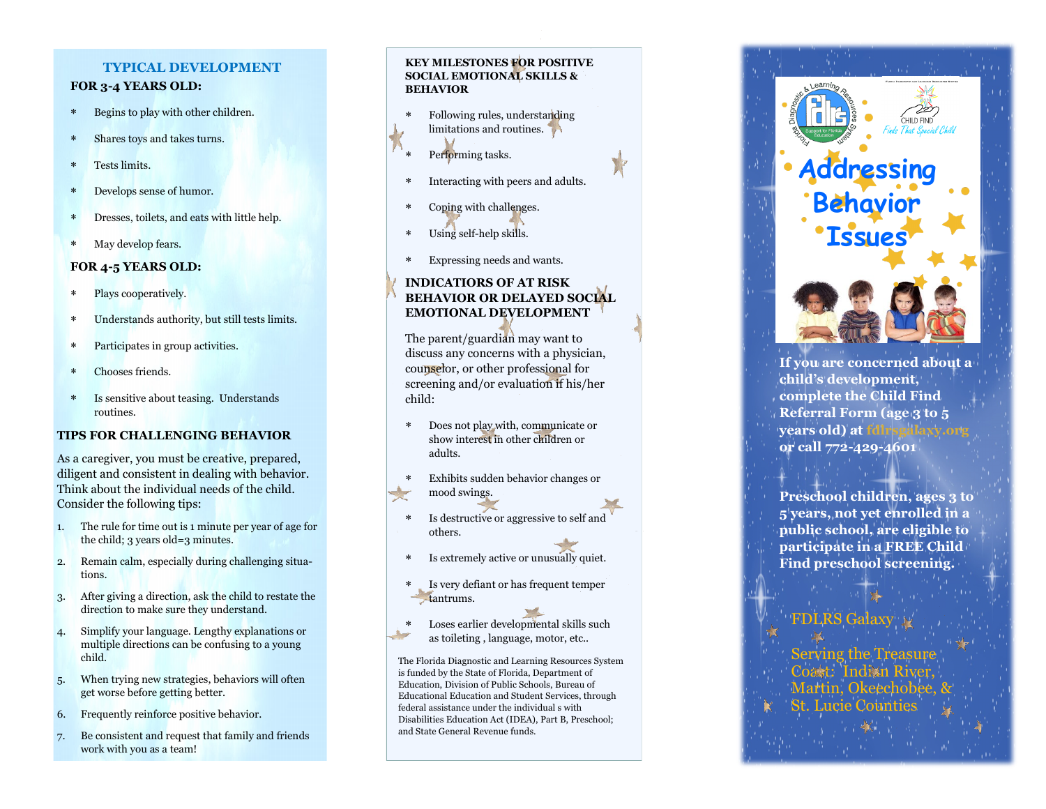## TYPICAL DEVELOPMENT

### FOR 3-4 YEARS OLD:

- Begins to play with other children.
- Shares toys and takes turns.
- Tests limits.
- Develops sense of humor.
- Dresses, toilets, and eats with little help.
- May develop fears.

### FOR 4-5 YEARS OLD:

- Plays cooperatively.
- Understands authority, but still tests limits.
- Participates in group activities.
- Chooses friends.
- Is sensitive about teasing. Understands routines.

### TIPS FOR CHALLENGING BEHAVIOR

As a caregiver, you must be creative, prepared, diligent and consistent in dealing with behavior. Think about the individual needs of the child. Consider the following tips:

1. The rule for time out is 1 minute per year of age for the child; 3 years old=3 minutes.
2. Remain calm, especially during challenging situations.
3. After giving a direction, ask the child to restate the direction to make sure they understand.
4. Simplify your language. Lengthy explanations or multiple directions can be confusing to a young child.
5. When trying new strategies, behaviors will often get worse before getting better.
6. Frequently reinforce positive behavior.
7. Be consistent and request that family and friends work with you as a team!

### KEY MILESTONES FOR POSITIVE SOCIAL EMOTIONAL SKILLS & BEHAVIOR

- Following rules, understanding limitations and routines.
- Performing tasks.
- Interacting with peers and adults.
- Coping with challenges.
- Using self-help skills.
- Expressing needs and wants.

### INDICATIORS OF AT RISK BEHAVIOR OR DELAYED SOCIAL EMOTIONAL DEVELOPMENT

The parent/guardian may want to discuss any concerns with a physician, counselor, or other professional for screening and/or evaluation if his/her child:

- Does not play with, communicate or show interest in other children or adults.
- Exhibits sudden behavior changes or mood swings.
- Is destructive or aggressive to self and others.
- Is extremely active or unusually quiet.
- Is very defiant or has frequent temper tantrums.
- Loses earlier developmental skills such as toileting , language, motor, etc..

The Florida Diagnostic and Learning Resources System is funded by the State of Florida, Department of Education, Division of Public Schools, Bureau of Educational Education and Student Services, through federal assistance under the individual s with Disabilities Education Act (IDEA), Part B, Preschool; and State General Revenue funds.

Florida Diagnostic & Learning Resources System — fdlrs — Support for Florida Education

CHILD FIND — *Finds That Special Child*

# Addressing Behavior Issues

**If you are concerned about a child's development, complete the Child Find Referral Form (age 3 to 5 years old) at fdlrsgalaxy.org or call 772-429-4601**

**Preschool children, ages 3 to 5 years, not yet enrolled in a public school, are eligible to participate in a FREE Child Find preschool screening.**

FDLRS Galaxy

Serving the Treasure Coast: Indian River, Martin, Okeechobee, & St. Lucie Counties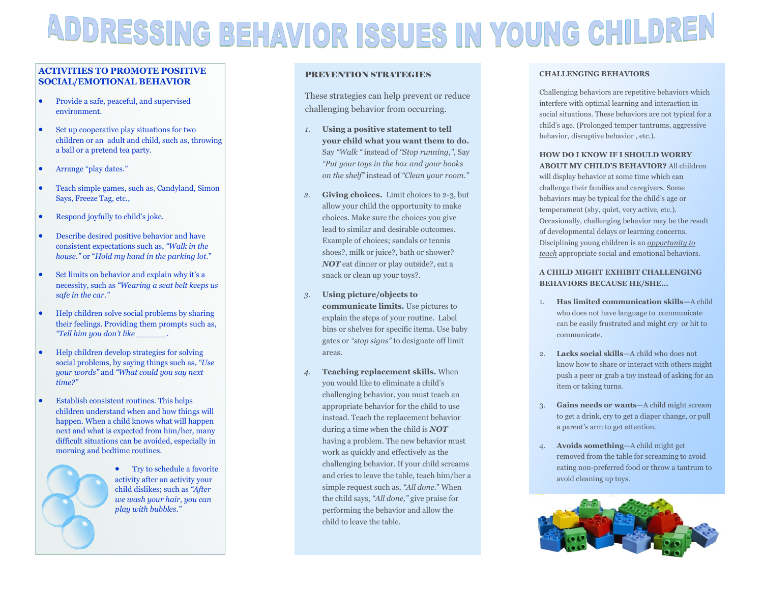# ADDRESSING BEHAVIOR ISSUES IN YOUNG CHILDREN

## ACTIVITIES TO PROMOTE POSITIVE SOCIAL/EMOTIONAL BEHAVIOR

- Provide a safe, peaceful, and supervised environment.
- Set up cooperative play situations for two children or an adult and child, such as, throwing a ball or a pretend tea party.
- Arrange "play dates."
- Teach simple games, such as, Candyland, Simon Says, Freeze Tag, etc.,
- Respond joyfully to child's joke.
- Describe desired positive behavior and have consistent expectations such as, *"Walk in the house."* or "*Hold my hand in the parking lot."*
- Set limits on behavior and explain why it's a necessity, such as *"Wearing a seat belt keeps us safe in the car."*
- Help children solve social problems by sharing their feelings. Providing them prompts such as, *"Tell him you don't like _______.*
- Help children develop strategies for solving social problems, by saying things such as, *"Use your words"* and *"What could you say next time?"*
- Establish consistent routines. This helps children understand when and how things will happen. When a child knows what will happen next and what is expected from him/her, many difficult situations can be avoided, especially in morning and bedtime routines.
- Try to schedule a favorite activity after an activity your child dislikes; such as *"After we wash your hair, you can play with bubbles."*

## PREVENTION STRATEGIES

These strategies can help prevent or reduce challenging behavior from occurring.

1. **Using a positive statement to tell your child what you want them to do.** Say *"Walk "* instead of *"Stop running,"*, Say *"Put your toys in the box and your books on the shelf"* instead of *"Clean your room."*
2. **Giving choices.** Limit choices to 2-3, but allow your child the opportunity to make choices. Make sure the choices you give lead to similar and desirable outcomes. Example of choices; sandals or tennis shoes?, milk or juice?, bath or shower? ***NOT*** eat dinner or play outside?, eat a snack or clean up your toys?.
3. **Using picture/objects to communicate limits.** Use pictures to explain the steps of your routine. Label bins or shelves for specific items. Use baby gates or *"stop signs"* to designate off limit areas.
4. **Teaching replacement skills.** When you would like to eliminate a child's challenging behavior, you must teach an appropriate behavior for the child to use instead. Teach the replacement behavior during a time when the child is ***NOT*** having a problem. The new behavior must work as quickly and effectively as the challenging behavior. If your child screams and cries to leave the table, teach him/her a simple request such as, *"All done."* When the child says, *"All done,"* give praise for performing the behavior and allow the child to leave the table.

## CHALLENGING BEHAVIORS

Challenging behaviors are repetitive behaviors which interfere with optimal learning and interaction in social situations. These behaviors are not typical for a child's age. (Prolonged temper tantrums, aggressive behavior, disruptive behavior , etc.).

**HOW DO I KNOW IF I SHOULD WORRY ABOUT MY CHILD'S BEHAVIOR?** All children will display behavior at some time which can challenge their families and caregivers. Some behaviors may be typical for the child's age or temperament (shy, quiet, very active, etc.). Occasionally, challenging behavior may be the result of developmental delays or learning concerns. Disciplining young children is an *opportunity to teach* appropriate social and emotional behaviors.

**A CHILD MIGHT EXHIBIT CHALLENGING BEHAVIORS BECAUSE HE/SHE...**

1. **Has limited communication skills**—A child who does not have language to communicate can be easily frustrated and might cry or hit to communicate.
2. **Lacks social skills**—A child who does not know how to share or interact with others might push a peer or grab a toy instead of asking for an item or taking turns.
3. **Gains needs or wants**—A child might scream to get a drink, cry to get a diaper change, or pull a parent's arm to get attention.
4. **Avoids something**—A child might get removed from the table for screaming to avoid eating non-preferred food or throw a tantrum to avoid cleaning up toys.